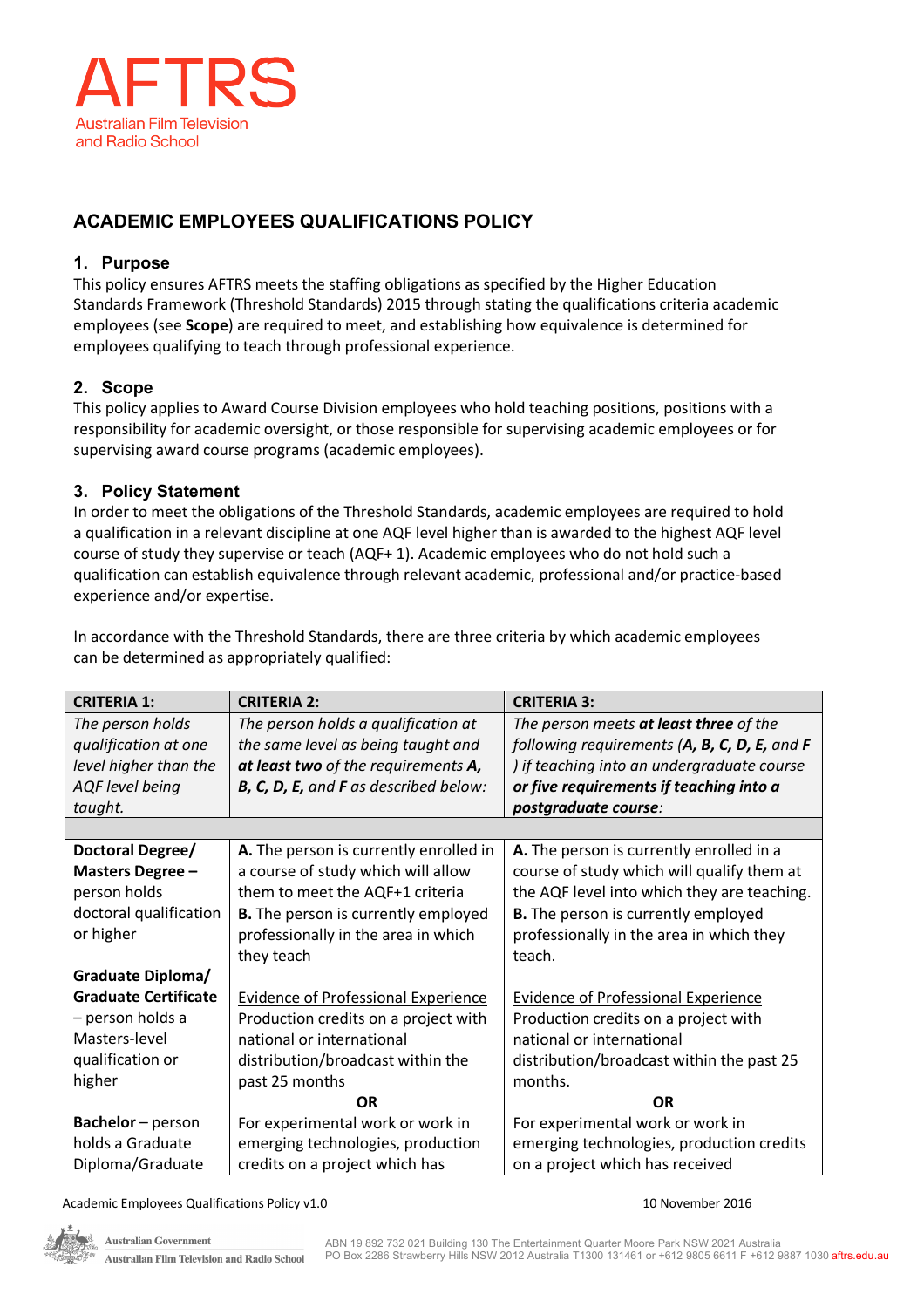AFTRS

Australian Film Television and Radio School

# ACADEMIC EMPLOYEES QUALIFICATIONS POLICY

## 1. Purpose

This policy ensures AFTRS meets the staffing obligations as specified by the Higher Education Standards Framework (Threshold Standards) 2015 through stating the qualifications criteria academic employees (see **Scope**) are required to meet, and establishing how equivalence is determined for employees qualifying to teach through professional experience.

## 2. Scope

This policy applies to Award Course Division employees who hold teaching positions, positions with a responsibility for academic oversight, or those responsible for supervising academic employees or for supervising award course programs (academic employees).

## 3. Policy Statement

In order to meet the obligations of the Threshold Standards, academic employees are required to hold a qualification in a relevant discipline at one AQF level higher than is awarded to the highest AQF level course of study they supervise or teach (AQF+ 1). Academic employees who do not hold such a qualification can establish equivalence through relevant academic, professional and/or practice-based experience and/or expertise.

In accordance with the Threshold Standards, there are three criteria by which academic employees can be determined as appropriately qualified:

| **CRITERIA 1:** | **CRITERIA 2:** | **CRITERIA 3:** |
|---|---|---|
| *The person holds qualification at one level higher than the AQF level being taught.* | *The person holds a qualification at the same level as being taught and **at least two** of the requirements **A, B, C, D, E,** and **F** as described below:* | *The person meets **at least three** of the following requirements (**A, B, C, D, E,** and **F** ) if teaching into an undergraduate course **or five requirements if teaching into a postgraduate course**:* |
| | | |
| **Doctoral Degree/ Masters Degree** – person holds doctoral qualification or higher<br><br>**Graduate Diploma/ Graduate Certificate** – person holds a Masters-level qualification or higher<br><br>**Bachelor** – person holds a Graduate Diploma/Graduate | **A.** The person is currently enrolled in a course of study which will allow them to meet the AQF+1 criteria<br><br>**B.** The person is currently employed professionally in the area in which they teach<br><br><u>Evidence of Professional Experience</u><br>Production credits on a project with national or international distribution/broadcast within the past 25 months<br>**OR**<br>For experimental work or work in emerging technologies, production credits on a project which has | **A.** The person is currently enrolled in a course of study which will qualify them at the AQF level into which they are teaching.<br><br>**B.** The person is currently employed professionally in the area in which they teach.<br><br><u>Evidence of Professional Experience</u><br>Production credits on a project with national or international distribution/broadcast within the past 25 months.<br>**OR**<br>For experimental work or work in emerging technologies, production credits on a project which has received |

Academic Employees Qualifications Policy v1.0 10 November 2016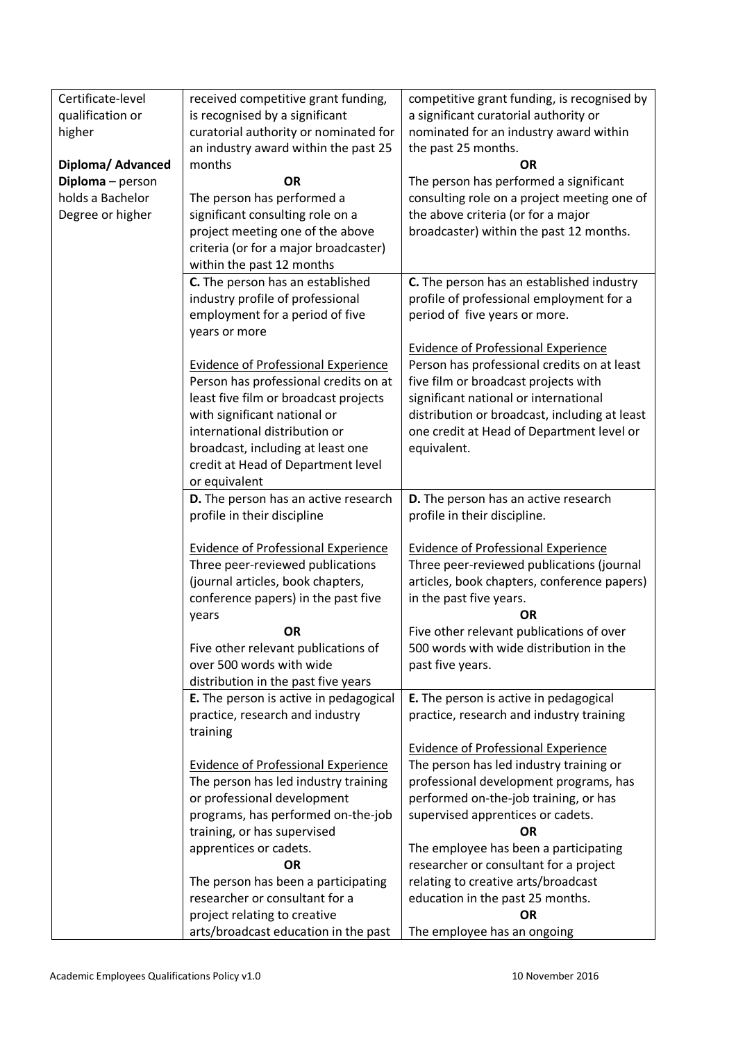| | | |
|---|---|---|
| Certificate-level qualification or higher<br><br>**Diploma/ Advanced Diploma** – person holds a Bachelor Degree or higher | received competitive grant funding, is recognised by a significant curatorial authority or nominated for an industry award within the past 25 months<br>**OR**<br>The person has performed a significant consulting role on a project meeting one of the above criteria (or for a major broadcaster) within the past 12 months | competitive grant funding, is recognised by a significant curatorial authority or nominated for an industry award within the past 25 months.<br>**OR**<br>The person has performed a significant consulting role on a project meeting one of the above criteria (or for a major broadcaster) within the past 12 months. |
| | **C.** The person has an established industry profile of professional employment for a period of five years or more<br><br>Evidence of Professional Experience<br>Person has professional credits on at least five film or broadcast projects with significant national or international distribution or broadcast, including at least one credit at Head of Department level or equivalent | **C.** The person has an established industry profile of professional employment for a period of five years or more.<br><br>Evidence of Professional Experience<br>Person has professional credits on at least five film or broadcast projects with significant national or international distribution or broadcast, including at least one credit at Head of Department level or equivalent. |
| | **D.** The person has an active research profile in their discipline<br><br>Evidence of Professional Experience<br>Three peer-reviewed publications (journal articles, book chapters, conference papers) in the past five years<br>**OR**<br>Five other relevant publications of over 500 words with wide distribution in the past five years | **D.** The person has an active research profile in their discipline.<br><br>Evidence of Professional Experience<br>Three peer-reviewed publications (journal articles, book chapters, conference papers) in the past five years.<br>**OR**<br>Five other relevant publications of over 500 words with wide distribution in the past five years. |
| | **E.** The person is active in pedagogical practice, research and industry training<br><br>Evidence of Professional Experience<br>The person has led industry training or professional development programs, has performed on-the-job training, or has supervised apprentices or cadets.<br>**OR**<br>The person has been a participating researcher or consultant for a project relating to creative arts/broadcast education in the past | **E.** The person is active in pedagogical practice, research and industry training<br><br>Evidence of Professional Experience<br>The person has led industry training or professional development programs, has performed on-the-job training, or has supervised apprentices or cadets.<br>**OR**<br>The employee has been a participating researcher or consultant for a project relating to creative arts/broadcast education in the past 25 months.<br>**OR**<br>The employee has an ongoing |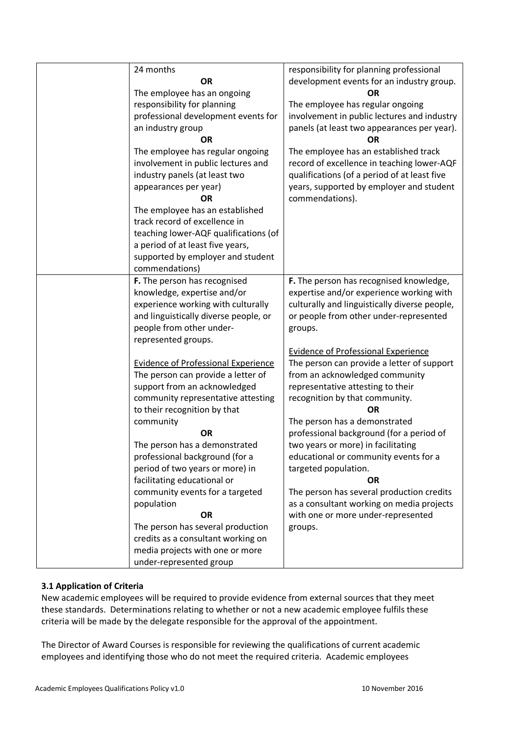|  | 24 months<br>**OR**<br>The employee has an ongoing responsibility for planning professional development events for an industry group<br>**OR**<br>The employee has regular ongoing involvement in public lectures and industry panels (at least two appearances per year)<br>**OR**<br>The employee has an established track record of excellence in teaching lower-AQF qualifications (of a period of at least five years, supported by employer and student commendations) | responsibility for planning professional development events for an industry group.<br>**OR**<br>The employee has regular ongoing involvement in public lectures and industry panels (at least two appearances per year).<br>**OR**<br>The employee has an established track record of excellence in teaching lower-AQF qualifications (of a period of at least five years, supported by employer and student commendations). |
|---|---|---|
|  | **F.** The person has recognised knowledge, expertise and/or experience working with culturally and linguistically diverse people, or people from other under-represented groups.<br><br><u>Evidence of Professional Experience</u><br>The person can provide a letter of support from an acknowledged community representative attesting to their recognition by that community<br>**OR**<br>The person has a demonstrated professional background (for a period of two years or more) in facilitating educational or community events for a targeted population<br>**OR**<br>The person has several production credits as a consultant working on media projects with one or more under-represented group | **F.** The person has recognised knowledge, expertise and/or experience working with culturally and linguistically diverse people, or people from other under-represented groups.<br><br><u>Evidence of Professional Experience</u><br>The person can provide a letter of support from an acknowledged community representative attesting to their recognition by that community.<br>**OR**<br>The person has a demonstrated professional background (for a period of two years or more) in facilitating educational or community events for a targeted population.<br>**OR**<br>The person has several production credits as a consultant working on media projects with one or more under-represented groups. |

**3.1 Application of Criteria**

New academic employees will be required to provide evidence from external sources that they meet these standards. Determinations relating to whether or not a new academic employee fulfils these criteria will be made by the delegate responsible for the approval of the appointment.

The Director of Award Courses is responsible for reviewing the qualifications of current academic employees and identifying those who do not meet the required criteria. Academic employees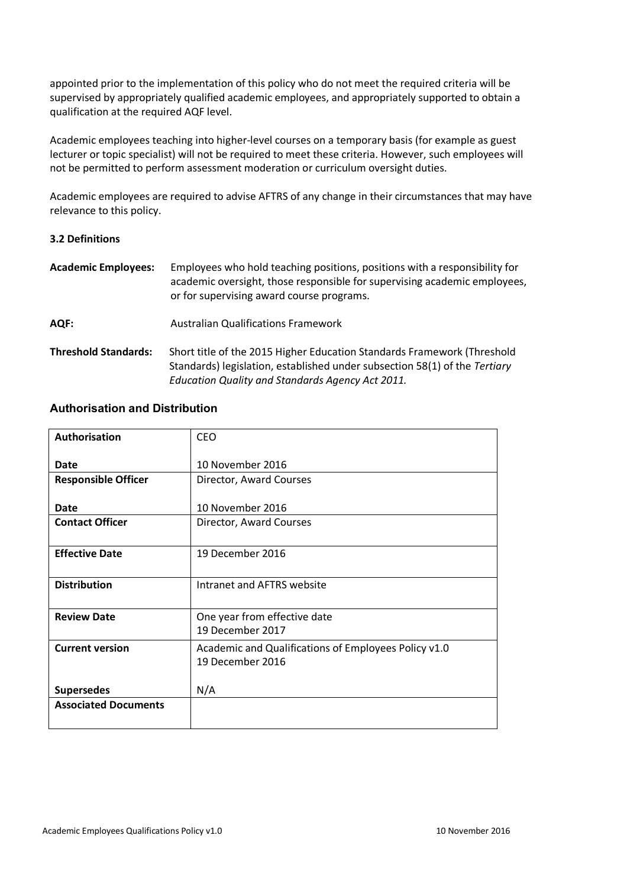appointed prior to the implementation of this policy who do not meet the required criteria will be supervised by appropriately qualified academic employees, and appropriately supported to obtain a qualification at the required AQF level.

Academic employees teaching into higher-level courses on a temporary basis (for example as guest lecturer or topic specialist) will not be required to meet these criteria. However, such employees will not be permitted to perform assessment moderation or curriculum oversight duties.

Academic employees are required to advise AFTRS of any change in their circumstances that may have relevance to this policy.

**3.2 Definitions**

**Academic Employees:** Employees who hold teaching positions, positions with a responsibility for academic oversight, those responsible for supervising academic employees, or for supervising award course programs.

**AQF:** Australian Qualifications Framework

**Threshold Standards:** Short title of the 2015 Higher Education Standards Framework (Threshold Standards) legislation, established under subsection 58(1) of the *Tertiary Education Quality and Standards Agency Act 2011.*

## Authorisation and Distribution

| | |
|---|---|
| **Authorisation**<br><br>**Date** | CEO<br><br>10 November 2016 |
| **Responsible Officer**<br><br>**Date** | Director, Award Courses<br><br>10 November 2016 |
| **Contact Officer** | Director, Award Courses |
| **Effective Date** | 19 December 2016 |
| **Distribution** | Intranet and AFTRS website |
| **Review Date** | One year from effective date<br>19 December 2017 |
| **Current version**<br><br>**Supersedes** | Academic and Qualifications of Employees Policy v1.0<br>19 December 2016<br><br>N/A |
| **Associated Documents** | |